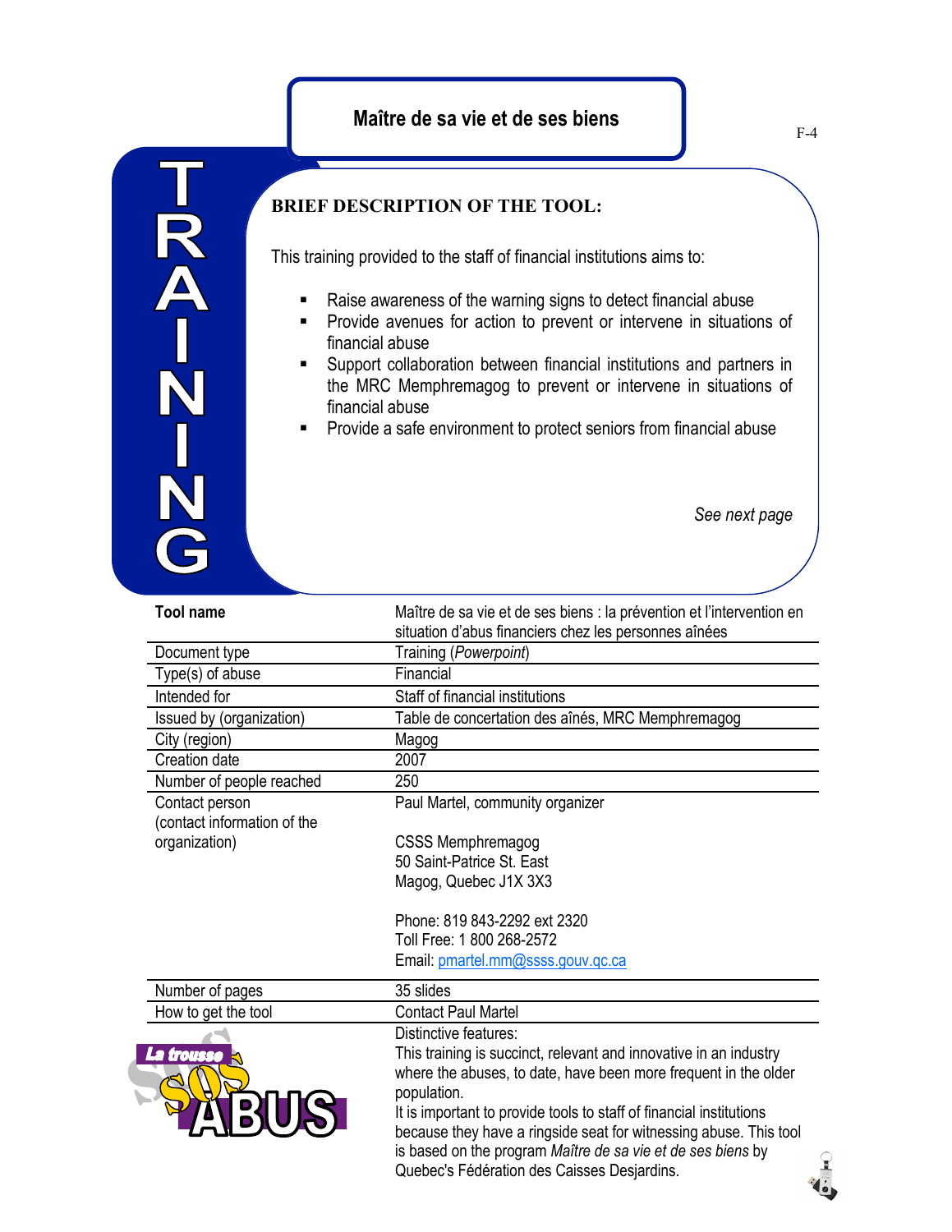# Maître de sa vie et de ses biens

TRAINING

## BRIEF DESCRIPTION OF THE TOOL:

This training provided to the staff of financial institutions aims to:

- Raise awareness of the warning signs to detect financial abuse
- Provide avenues for action to prevent or intervene in situations of financial abuse
- Support collaboration between financial institutions and partners in the MRC Memphremagog to prevent or intervene in situations of financial abuse
- Provide a safe environment to protect seniors from financial abuse

*See next page*

| **Tool name** | Maître de sa vie et de ses biens : la prévention et l'intervention en situation d'abus financiers chez les personnes aînées |
|---|---|
| Document type | Training (*Powerpoint*) |
| Type(s) of abuse | Financial |
| Intended for | Staff of financial institutions |
| Issued by (organization) | Table de concertation des aînés, MRC Memphremagog |
| City (region) | Magog |
| Creation date | 2007 |
| Number of people reached | 250 |
| Contact person (contact information of the organization) | Paul Martel, community organizer<br><br>CSSS Memphremagog<br>50 Saint-Patrice St. East<br>Magog, Quebec J1X 3X3<br><br>Phone: 819 843-2292 ext 2320<br>Toll Free: 1 800 268-2572<br>Email: pmartel.mm@ssss.gouv.qc.ca |
| Number of pages | 35 slides |
| How to get the tool | Contact Paul Martel |

La trousse SOS ABUS

Distinctive features:
This training is succinct, relevant and innovative in an industry where the abuses, to date, have been more frequent in the older population.
It is important to provide tools to staff of financial institutions because they have a ringside seat for witnessing abuse. This tool is based on the program *Maître de sa vie et de ses biens* by Quebec's Fédération des Caisses Desjardins.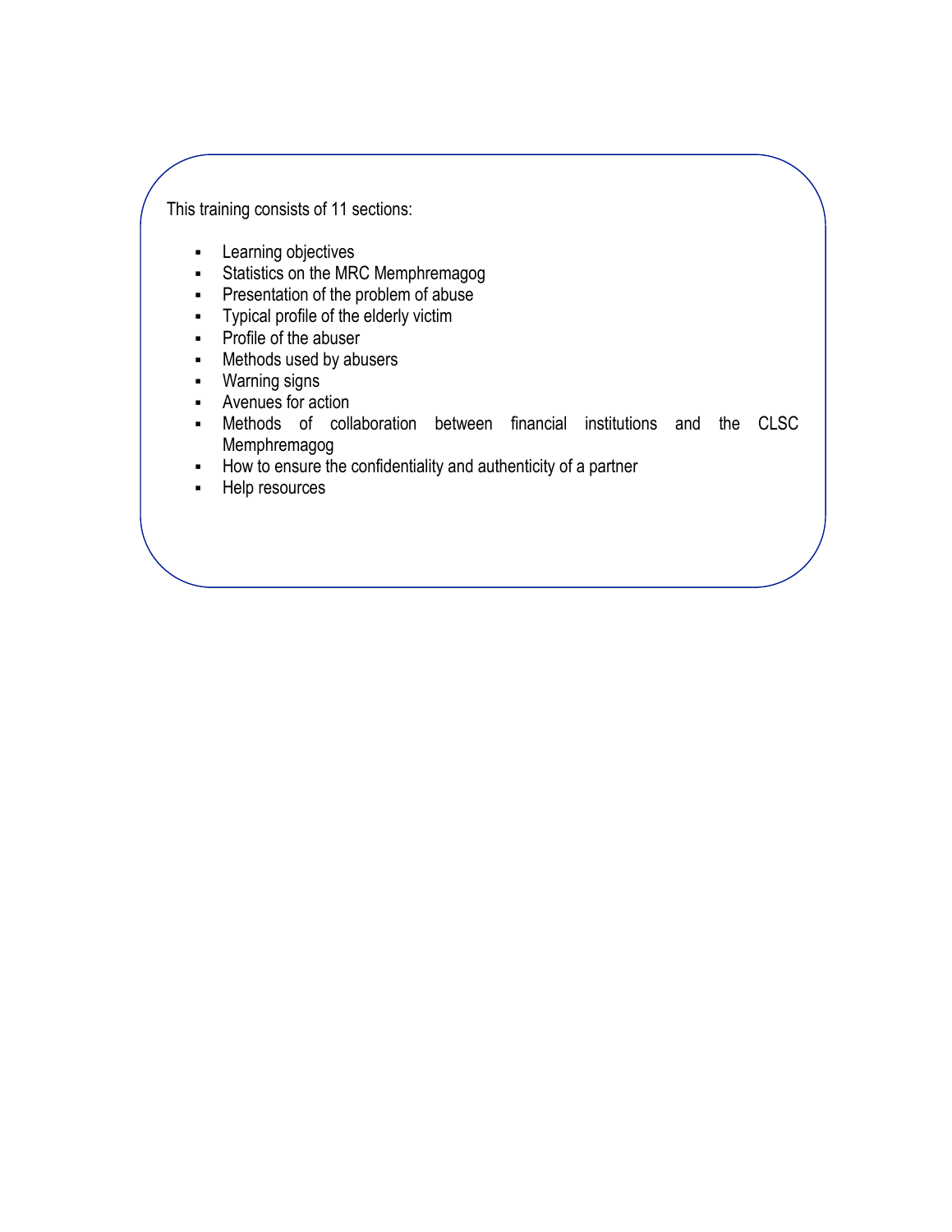This training consists of 11 sections:

- Learning objectives
- Statistics on the MRC Memphremagog
- Presentation of the problem of abuse
- Typical profile of the elderly victim
- Profile of the abuser
- Methods used by abusers
- Warning signs
- Avenues for action
- Methods of collaboration between financial institutions and the CLSC Memphremagog
- How to ensure the confidentiality and authenticity of a partner
- Help resources